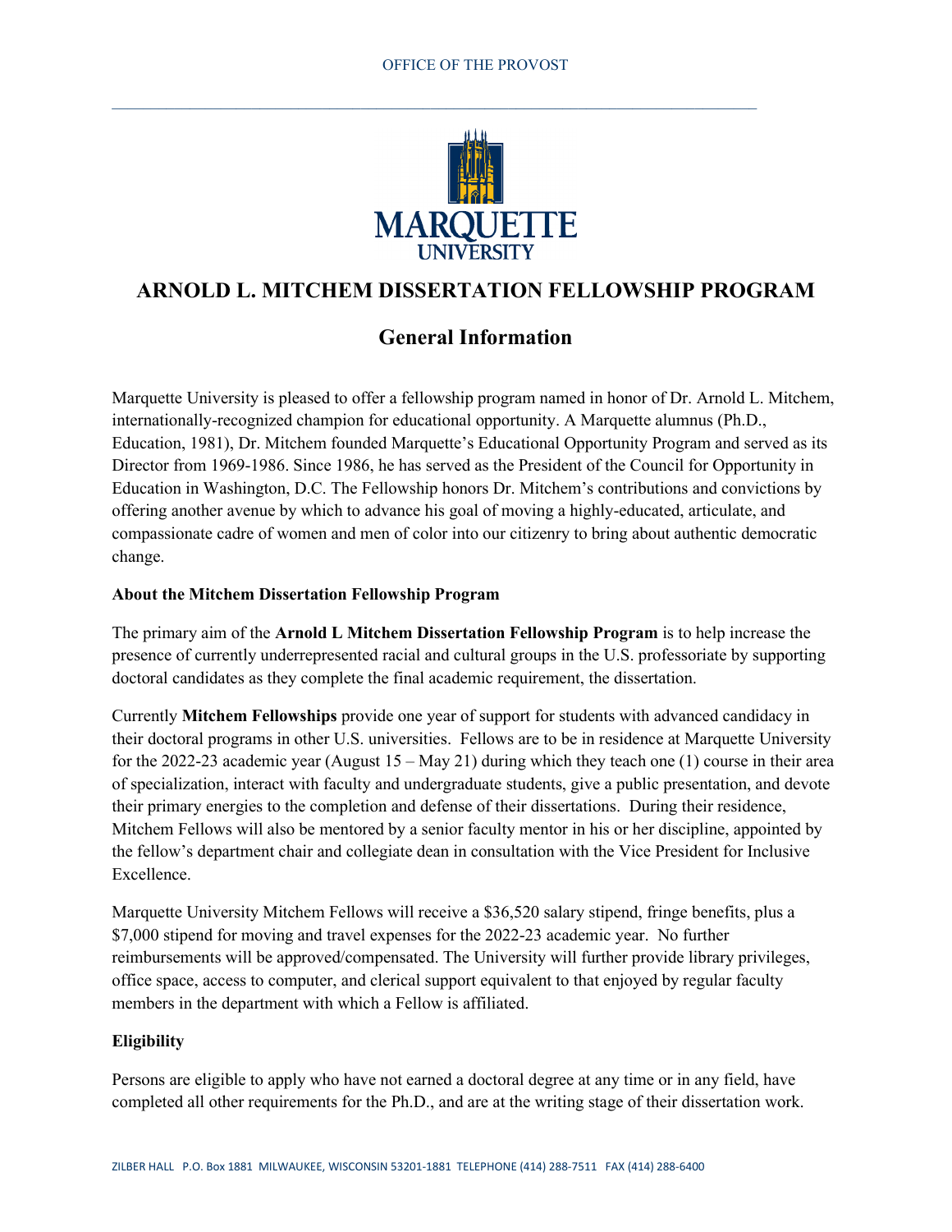OFFICE OF THE PROVOST

# ARNOLD L. MITCHEM DISSERTATION FELLOWSHIP PROGRAM

## General Information

Marquette University is pleased to offer a fellowship program named in honor of Dr. Arnold L. Mitchem, internationally-recognized champion for educational opportunity. A Marquette alumnus (Ph.D., Education, 1981), Dr. Mitchem founded Marquette's Educational Opportunity Program and served as its Director from 1969-1986. Since 1986, he has served as the President of the Council for Opportunity in Education in Washington, D.C. The Fellowship honors Dr. Mitchem's contributions and convictions by offering another avenue by which to advance his goal of moving a highly-educated, articulate, and compassionate cadre of women and men of color into our citizenry to bring about authentic democratic change.

**About the Mitchem Dissertation Fellowship Program**

The primary aim of the **Arnold L Mitchem Dissertation Fellowship Program** is to help increase the presence of currently underrepresented racial and cultural groups in the U.S. professoriate by supporting doctoral candidates as they complete the final academic requirement, the dissertation.

Currently **Mitchem Fellowships** provide one year of support for students with advanced candidacy in their doctoral programs in other U.S. universities. Fellows are to be in residence at Marquette University for the 2022-23 academic year (August 15 – May 21) during which they teach one (1) course in their area of specialization, interact with faculty and undergraduate students, give a public presentation, and devote their primary energies to the completion and defense of their dissertations. During their residence, Mitchem Fellows will also be mentored by a senior faculty mentor in his or her discipline, appointed by the fellow's department chair and collegiate dean in consultation with the Vice President for Inclusive Excellence.

Marquette University Mitchem Fellows will receive a $36,520 salary stipend, fringe benefits, plus a $7,000 stipend for moving and travel expenses for the 2022-23 academic year. No further reimbursements will be approved/compensated. The University will further provide library privileges, office space, access to computer, and clerical support equivalent to that enjoyed by regular faculty members in the department with which a Fellow is affiliated.

**Eligibility**

Persons are eligible to apply who have not earned a doctoral degree at any time or in any field, have completed all other requirements for the Ph.D., and are at the writing stage of their dissertation work.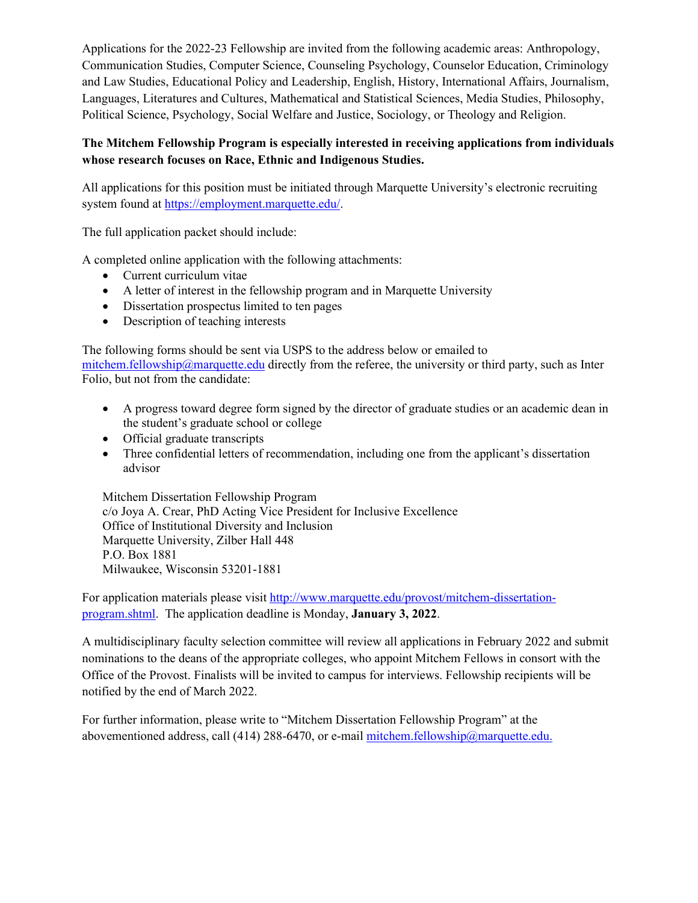Applications for the 2022-23 Fellowship are invited from the following academic areas: Anthropology, Communication Studies, Computer Science, Counseling Psychology, Counselor Education, Criminology and Law Studies, Educational Policy and Leadership, English, History, International Affairs, Journalism, Languages, Literatures and Cultures, Mathematical and Statistical Sciences, Media Studies, Philosophy, Political Science, Psychology, Social Welfare and Justice, Sociology, or Theology and Religion.

**The Mitchem Fellowship Program is especially interested in receiving applications from individuals whose research focuses on Race, Ethnic and Indigenous Studies.**

All applications for this position must be initiated through Marquette University's electronic recruiting system found at https://employment.marquette.edu/.

The full application packet should include:

A completed online application with the following attachments:

- Current curriculum vitae
- A letter of interest in the fellowship program and in Marquette University
- Dissertation prospectus limited to ten pages
- Description of teaching interests

The following forms should be sent via USPS to the address below or emailed to mitchem.fellowship@marquette.edu directly from the referee, the university or third party, such as Inter Folio, but not from the candidate:

- A progress toward degree form signed by the director of graduate studies or an academic dean in the student's graduate school or college
- Official graduate transcripts
- Three confidential letters of recommendation, including one from the applicant's dissertation advisor

Mitchem Dissertation Fellowship Program
c/o Joya A. Crear, PhD Acting Vice President for Inclusive Excellence
Office of Institutional Diversity and Inclusion
Marquette University, Zilber Hall 448
P.O. Box 1881
Milwaukee, Wisconsin 53201-1881

For application materials please visit http://www.marquette.edu/provost/mitchem-dissertation-program.shtml. The application deadline is Monday, **January 3, 2022**.

A multidisciplinary faculty selection committee will review all applications in February 2022 and submit nominations to the deans of the appropriate colleges, who appoint Mitchem Fellows in consort with the Office of the Provost. Finalists will be invited to campus for interviews. Fellowship recipients will be notified by the end of March 2022.

For further information, please write to "Mitchem Dissertation Fellowship Program" at the abovementioned address, call (414) 288-6470, or e-mail mitchem.fellowship@marquette.edu.